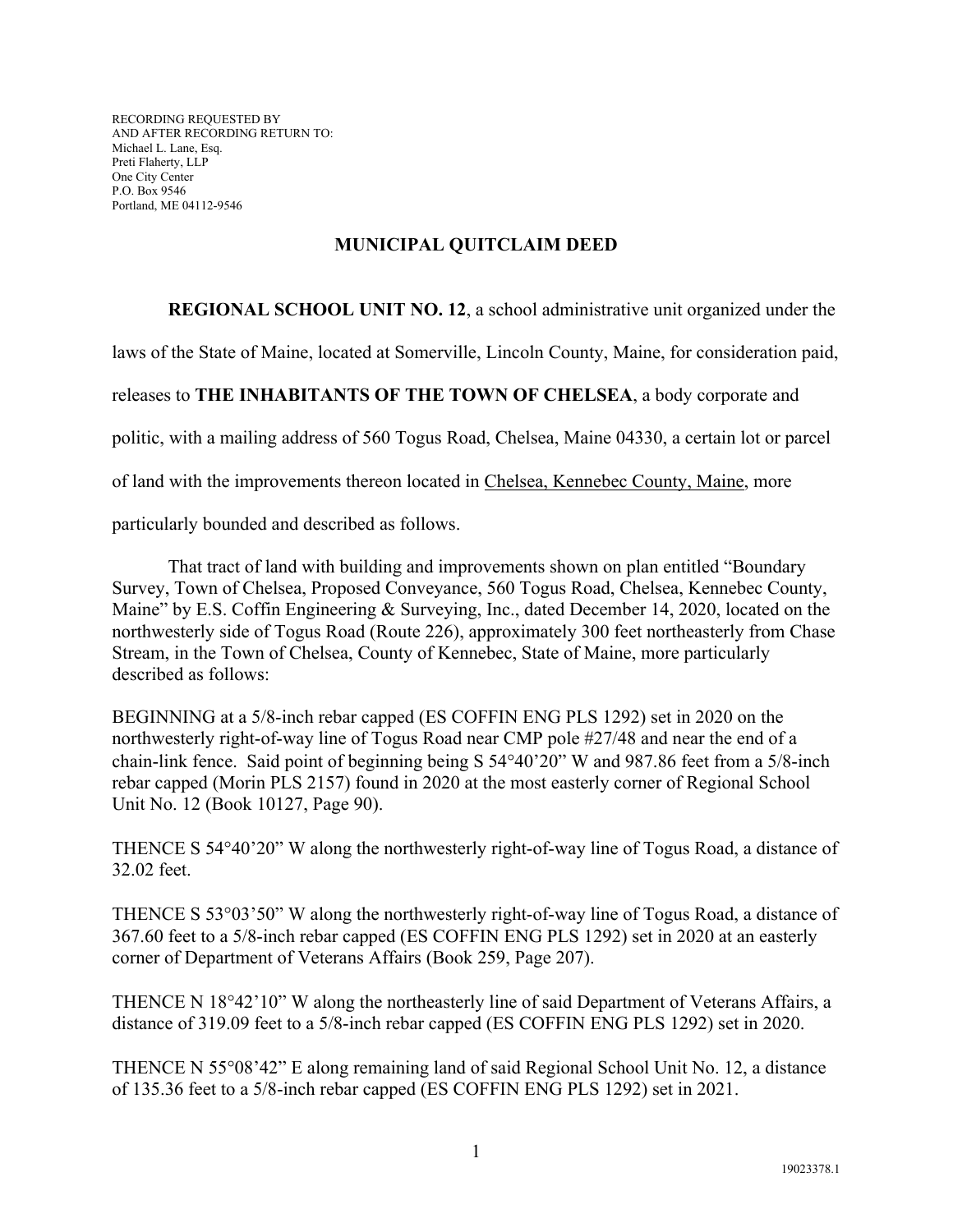RECORDING REQUESTED BY
AND AFTER RECORDING RETURN TO:
Michael L. Lane, Esq.
Preti Flaherty, LLP
One City Center
P.O. Box 9546
Portland, ME 04112-9546

## MUNICIPAL QUITCLAIM DEED

**REGIONAL SCHOOL UNIT NO. 12**, a school administrative unit organized under the laws of the State of Maine, located at Somerville, Lincoln County, Maine, for consideration paid, releases to **THE INHABITANTS OF THE TOWN OF CHELSEA**, a body corporate and politic, with a mailing address of 560 Togus Road, Chelsea, Maine 04330, a certain lot or parcel of land with the improvements thereon located in Chelsea, Kennebec County, Maine, more particularly bounded and described as follows.

That tract of land with building and improvements shown on plan entitled "Boundary Survey, Town of Chelsea, Proposed Conveyance, 560 Togus Road, Chelsea, Kennebec County, Maine" by E.S. Coffin Engineering & Surveying, Inc., dated December 14, 2020, located on the northwesterly side of Togus Road (Route 226), approximately 300 feet northeasterly from Chase Stream, in the Town of Chelsea, County of Kennebec, State of Maine, more particularly described as follows:

BEGINNING at a 5/8-inch rebar capped (ES COFFIN ENG PLS 1292) set in 2020 on the northwesterly right-of-way line of Togus Road near CMP pole #27/48 and near the end of a chain-link fence. Said point of beginning being S 54°40'20" W and 987.86 feet from a 5/8-inch rebar capped (Morin PLS 2157) found in 2020 at the most easterly corner of Regional School Unit No. 12 (Book 10127, Page 90).

THENCE S 54°40'20" W along the northwesterly right-of-way line of Togus Road, a distance of 32.02 feet.

THENCE S 53°03'50" W along the northwesterly right-of-way line of Togus Road, a distance of 367.60 feet to a 5/8-inch rebar capped (ES COFFIN ENG PLS 1292) set in 2020 at an easterly corner of Department of Veterans Affairs (Book 259, Page 207).

THENCE N 18°42'10" W along the northeasterly line of said Department of Veterans Affairs, a distance of 319.09 feet to a 5/8-inch rebar capped (ES COFFIN ENG PLS 1292) set in 2020.

THENCE N 55°08'42" E along remaining land of said Regional School Unit No. 12, a distance of 135.36 feet to a 5/8-inch rebar capped (ES COFFIN ENG PLS 1292) set in 2021.

19023378.1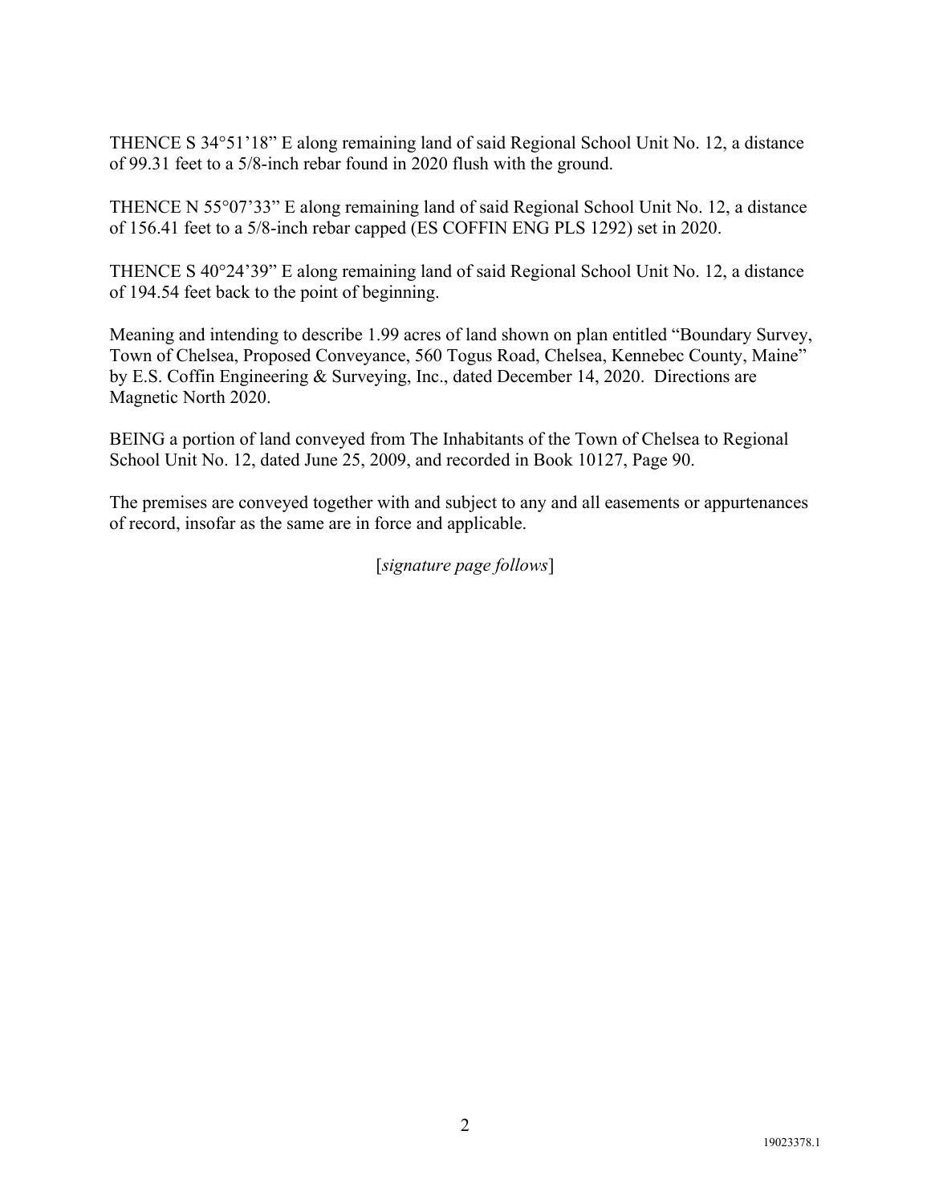THENCE S 34°51'18" E along remaining land of said Regional School Unit No. 12, a distance of 99.31 feet to a 5/8-inch rebar found in 2020 flush with the ground.

THENCE N 55°07'33" E along remaining land of said Regional School Unit No. 12, a distance of 156.41 feet to a 5/8-inch rebar capped (ES COFFIN ENG PLS 1292) set in 2020.

THENCE S 40°24'39" E along remaining land of said Regional School Unit No. 12, a distance of 194.54 feet back to the point of beginning.

Meaning and intending to describe 1.99 acres of land shown on plan entitled "Boundary Survey, Town of Chelsea, Proposed Conveyance, 560 Togus Road, Chelsea, Kennebec County, Maine" by E.S. Coffin Engineering & Surveying, Inc., dated December 14, 2020. Directions are Magnetic North 2020.

BEING a portion of land conveyed from The Inhabitants of the Town of Chelsea to Regional School Unit No. 12, dated June 25, 2009, and recorded in Book 10127, Page 90.

The premises are conveyed together with and subject to any and all easements or appurtenances of record, insofar as the same are in force and applicable.

[*signature page follows*]

19023378.1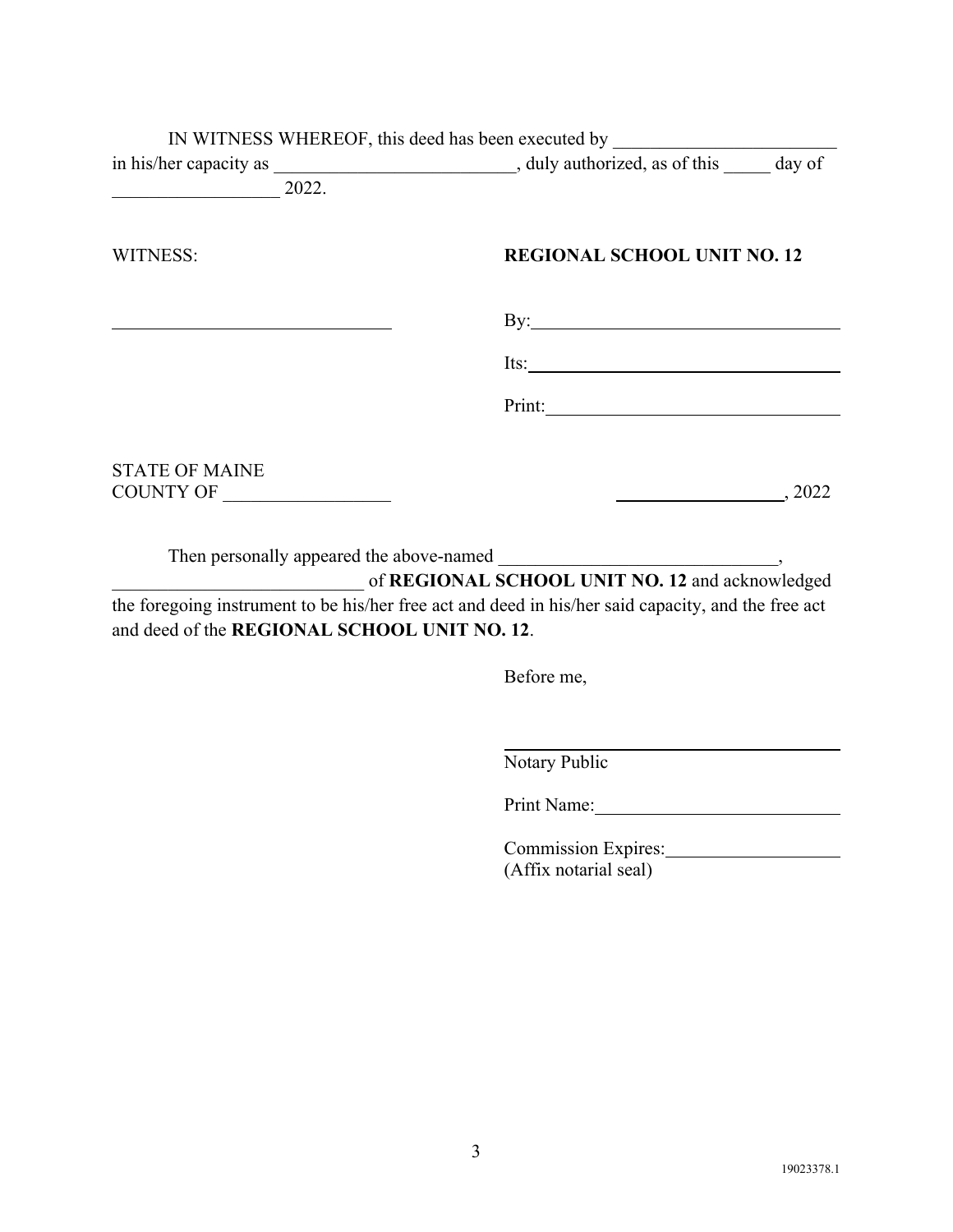IN WITNESS WHEREOF, this deed has been executed by ________________________ in his/her capacity as __________________________, duly authorized, as of this _____ day of __________________ 2022.

WITNESS: **REGIONAL SCHOOL UNIT NO. 12**

______________________________

By: ______________________________

Its: ______________________________

Print: ______________________________

STATE OF MAINE
COUNTY OF __________________

__________________, 2022

Then personally appeared the above-named ______________________________, ___________________________ of **REGIONAL SCHOOL UNIT NO. 12** and acknowledged the foregoing instrument to be his/her free act and deed in his/her said capacity, and the free act and deed of the **REGIONAL SCHOOL UNIT NO. 12**.

Before me,

______________________________
Notary Public

Print Name: ______________________________

Commission Expires: __________________
(Affix notarial seal)

19023378.1